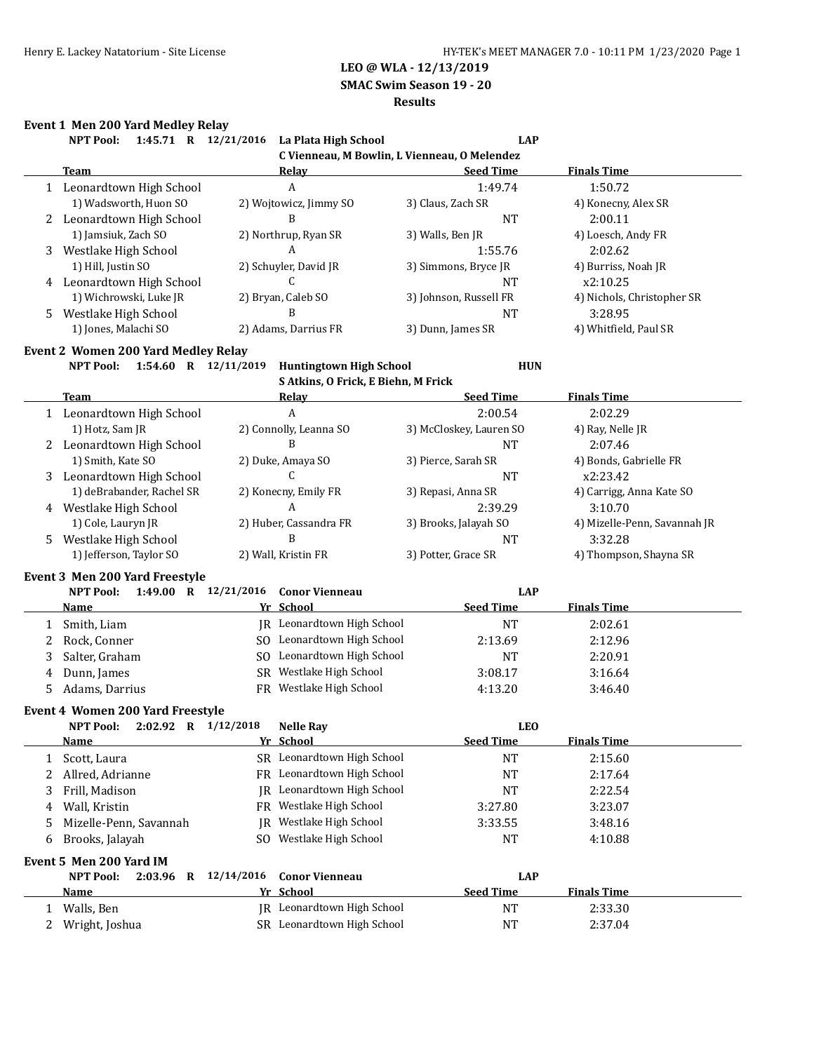# LEO @ WLA - 12/13/2019

## SMAC Swim Season 19 - 20

## Results

### Event 1 Men 200 Yard Medley Relay

**NPT Pool: 1:45.71 R 12/21/2016 La Plata High School LAP**
**C Vienneau, M Bowlin, L Vienneau, O Melendez**

| | Team | Relay | Seed Time | Finals Time |
|---|---|---|---|---|
| 1 | Leonardtown High School | A | 1:49.74 | 1:50.72 |
| | 1) Wadsworth, Huon SO | 2) Wojtowicz, Jimmy SO | 3) Claus, Zach SR | 4) Konecny, Alex SR |
| 2 | Leonardtown High School | B | NT | 2:00.11 |
| | 1) Jamsiuk, Zach SO | 2) Northrup, Ryan SR | 3) Walls, Ben JR | 4) Loesch, Andy FR |
| 3 | Westlake High School | A | 1:55.76 | 2:02.62 |
| | 1) Hill, Justin SO | 2) Schuyler, David JR | 3) Simmons, Bryce JR | 4) Burriss, Noah JR |
| 4 | Leonardtown High School | C | NT | x2:10.25 |
| | 1) Wichrowski, Luke JR | 2) Bryan, Caleb SO | 3) Johnson, Russell FR | 4) Nichols, Christopher SR |
| 5 | Westlake High School | B | NT | 3:28.95 |
| | 1) Jones, Malachi SO | 2) Adams, Darrius FR | 3) Dunn, James SR | 4) Whitfield, Paul SR |

### Event 2 Women 200 Yard Medley Relay

**NPT Pool: 1:54.60 R 12/11/2019 Huntingtown High School HUN**
**S Atkins, O Frick, E Biehn, M Frick**

| | Team | Relay | Seed Time | Finals Time |
|---|---|---|---|---|
| 1 | Leonardtown High School | A | 2:00.54 | 2:02.29 |
| | 1) Hotz, Sam JR | 2) Connolly, Leanna SO | 3) McCloskey, Lauren SO | 4) Ray, Nelle JR |
| 2 | Leonardtown High School | B | NT | 2:07.46 |
| | 1) Smith, Kate SO | 2) Duke, Amaya SO | 3) Pierce, Sarah SR | 4) Bonds, Gabrielle FR |
| 3 | Leonardtown High School | C | NT | x2:23.42 |
| | 1) deBrabander, Rachel SR | 2) Konecny, Emily FR | 3) Repasi, Anna SR | 4) Carrigg, Anna Kate SO |
| 4 | Westlake High School | A | 2:39.29 | 3:10.70 |
| | 1) Cole, Lauryn JR | 2) Huber, Cassandra FR | 3) Brooks, Jalayah SO | 4) Mizelle-Penn, Savannah JR |
| 5 | Westlake High School | B | NT | 3:32.28 |
| | 1) Jefferson, Taylor SO | 2) Wall, Kristin FR | 3) Potter, Grace SR | 4) Thompson, Shayna SR |

### Event 3 Men 200 Yard Freestyle

**NPT Pool: 1:49.00 R 12/21/2016 Conor Vienneau LAP**

| | Name | Yr | School | Seed Time | Finals Time |
|---|---|---|---|---|---|
| 1 | Smith, Liam | JR | Leonardtown High School | NT | 2:02.61 |
| 2 | Rock, Conner | SO | Leonardtown High School | 2:13.69 | 2:12.96 |
| 3 | Salter, Graham | SO | Leonardtown High School | NT | 2:20.91 |
| 4 | Dunn, James | SR | Westlake High School | 3:08.17 | 3:16.64 |
| 5 | Adams, Darrius | FR | Westlake High School | 4:13.20 | 3:46.40 |

### Event 4 Women 200 Yard Freestyle

**NPT Pool: 2:02.92 R 1/12/2018 Nelle Ray LEO**

| | Name | Yr | School | Seed Time | Finals Time |
|---|---|---|---|---|---|
| 1 | Scott, Laura | SR | Leonardtown High School | NT | 2:15.60 |
| 2 | Allred, Adrianne | FR | Leonardtown High School | NT | 2:17.64 |
| 3 | Frill, Madison | JR | Leonardtown High School | NT | 2:22.54 |
| 4 | Wall, Kristin | FR | Westlake High School | 3:27.80 | 3:23.07 |
| 5 | Mizelle-Penn, Savannah | JR | Westlake High School | 3:33.55 | 3:48.16 |
| 6 | Brooks, Jalayah | SO | Westlake High School | NT | 4:10.88 |

### Event 5 Men 200 Yard IM

**NPT Pool: 2:03.96 R 12/14/2016 Conor Vienneau LAP**

| | Name | Yr | School | Seed Time | Finals Time |
|---|---|---|---|---|---|
| 1 | Walls, Ben | JR | Leonardtown High School | NT | 2:33.30 |
| 2 | Wright, Joshua | SR | Leonardtown High School | NT | 2:37.04 |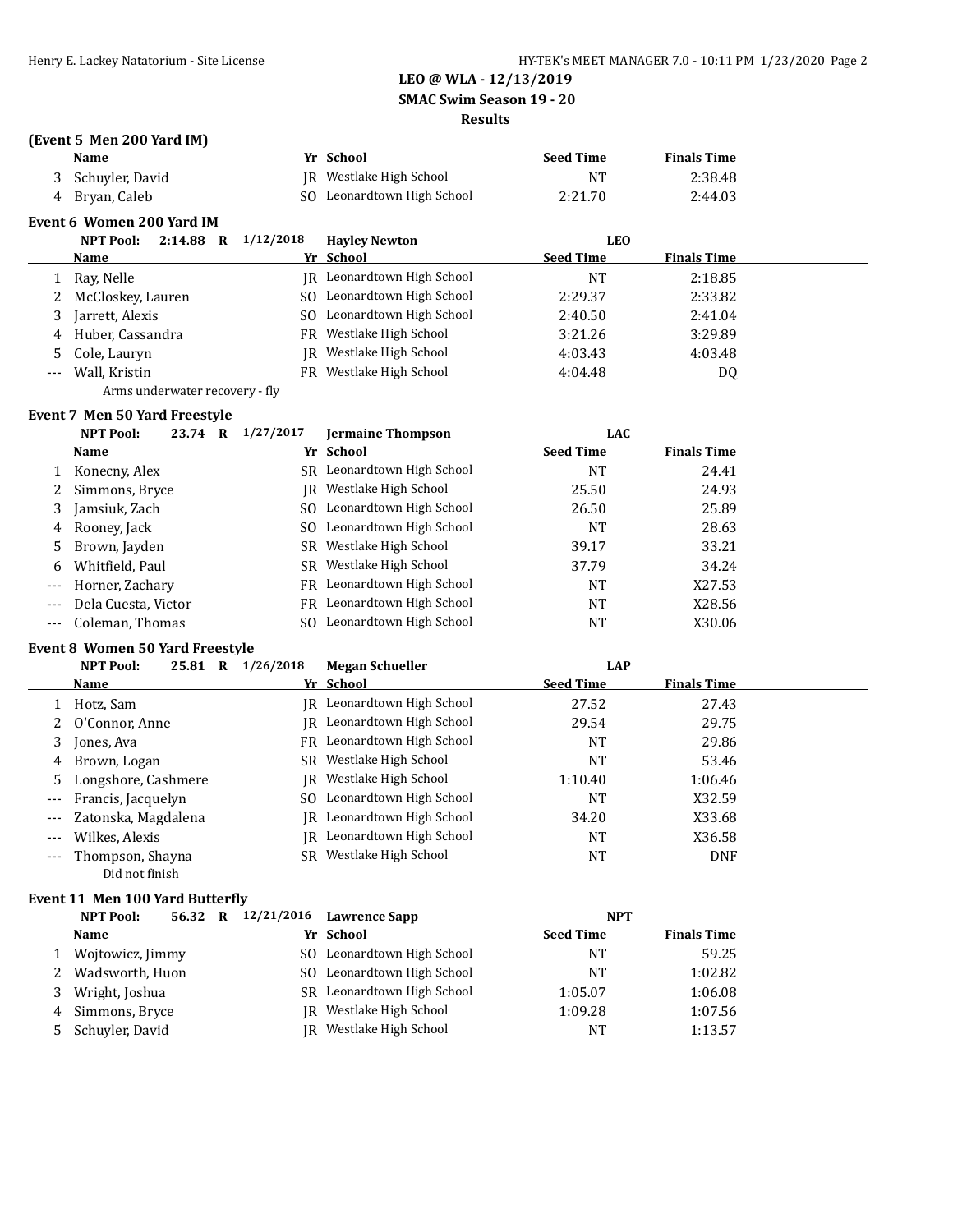**LEO @ WLA - 12/13/2019**

**SMAC Swim Season 19 - 20**

**Results**

### (Event 5 Men 200 Yard IM)

| | Name | Yr | School | Seed Time | Finals Time |
|---|---|---|---|---|---|
| 3 | Schuyler, David | JR | Westlake High School | NT | 2:38.48 |
| 4 | Bryan, Caleb | SO | Leonardtown High School | 2:21.70 | 2:44.03 |

### Event 6 Women 200 Yard IM

**NPT Pool: 2:14.88 R 1/12/2018 Hayley Newton LEO**

| | Name | Yr | School | Seed Time | Finals Time |
|---|---|---|---|---|---|
| 1 | Ray, Nelle | JR | Leonardtown High School | NT | 2:18.85 |
| 2 | McCloskey, Lauren | SO | Leonardtown High School | 2:29.37 | 2:33.82 |
| 3 | Jarrett, Alexis | SO | Leonardtown High School | 2:40.50 | 2:41.04 |
| 4 | Huber, Cassandra | FR | Westlake High School | 3:21.26 | 3:29.89 |
| 5 | Cole, Lauryn | JR | Westlake High School | 4:03.43 | 4:03.48 |
| --- | Wall, Kristin | FR | Westlake High School | 4:04.48 | DQ |
| | Arms underwater recovery - fly | | | | |

### Event 7 Men 50 Yard Freestyle

**NPT Pool: 23.74 R 1/27/2017 Jermaine Thompson LAC**

| | Name | Yr | School | Seed Time | Finals Time |
|---|---|---|---|---|---|
| 1 | Konecny, Alex | SR | Leonardtown High School | NT | 24.41 |
| 2 | Simmons, Bryce | JR | Westlake High School | 25.50 | 24.93 |
| 3 | Jamsiuk, Zach | SO | Leonardtown High School | 26.50 | 25.89 |
| 4 | Rooney, Jack | SO | Leonardtown High School | NT | 28.63 |
| 5 | Brown, Jayden | SR | Westlake High School | 39.17 | 33.21 |
| 6 | Whitfield, Paul | SR | Westlake High School | 37.79 | 34.24 |
| --- | Horner, Zachary | FR | Leonardtown High School | NT | X27.53 |
| --- | Dela Cuesta, Victor | FR | Leonardtown High School | NT | X28.56 |
| --- | Coleman, Thomas | SO | Leonardtown High School | NT | X30.06 |

### Event 8 Women 50 Yard Freestyle

**NPT Pool: 25.81 R 1/26/2018 Megan Schueller LAP**

| | Name | Yr | School | Seed Time | Finals Time |
|---|---|---|---|---|---|
| 1 | Hotz, Sam | JR | Leonardtown High School | 27.52 | 27.43 |
| 2 | O'Connor, Anne | JR | Leonardtown High School | 29.54 | 29.75 |
| 3 | Jones, Ava | FR | Leonardtown High School | NT | 29.86 |
| 4 | Brown, Logan | SR | Westlake High School | NT | 53.46 |
| 5 | Longshore, Cashmere | JR | Westlake High School | 1:10.40 | 1:06.46 |
| --- | Francis, Jacquelyn | SO | Leonardtown High School | NT | X32.59 |
| --- | Zatonska, Magdalena | JR | Leonardtown High School | 34.20 | X33.68 |
| --- | Wilkes, Alexis | JR | Leonardtown High School | NT | X36.58 |
| --- | Thompson, Shayna | SR | Westlake High School | NT | DNF |
| | Did not finish | | | | |

### Event 11 Men 100 Yard Butterfly

**NPT Pool: 56.32 R 12/21/2016 Lawrence Sapp NPT**

| | Name | Yr | School | Seed Time | Finals Time |
|---|---|---|---|---|---|
| 1 | Wojtowicz, Jimmy | SO | Leonardtown High School | NT | 59.25 |
| 2 | Wadsworth, Huon | SO | Leonardtown High School | NT | 1:02.82 |
| 3 | Wright, Joshua | SR | Leonardtown High School | 1:05.07 | 1:06.08 |
| 4 | Simmons, Bryce | JR | Westlake High School | 1:09.28 | 1:07.56 |
| 5 | Schuyler, David | JR | Westlake High School | NT | 1:13.57 |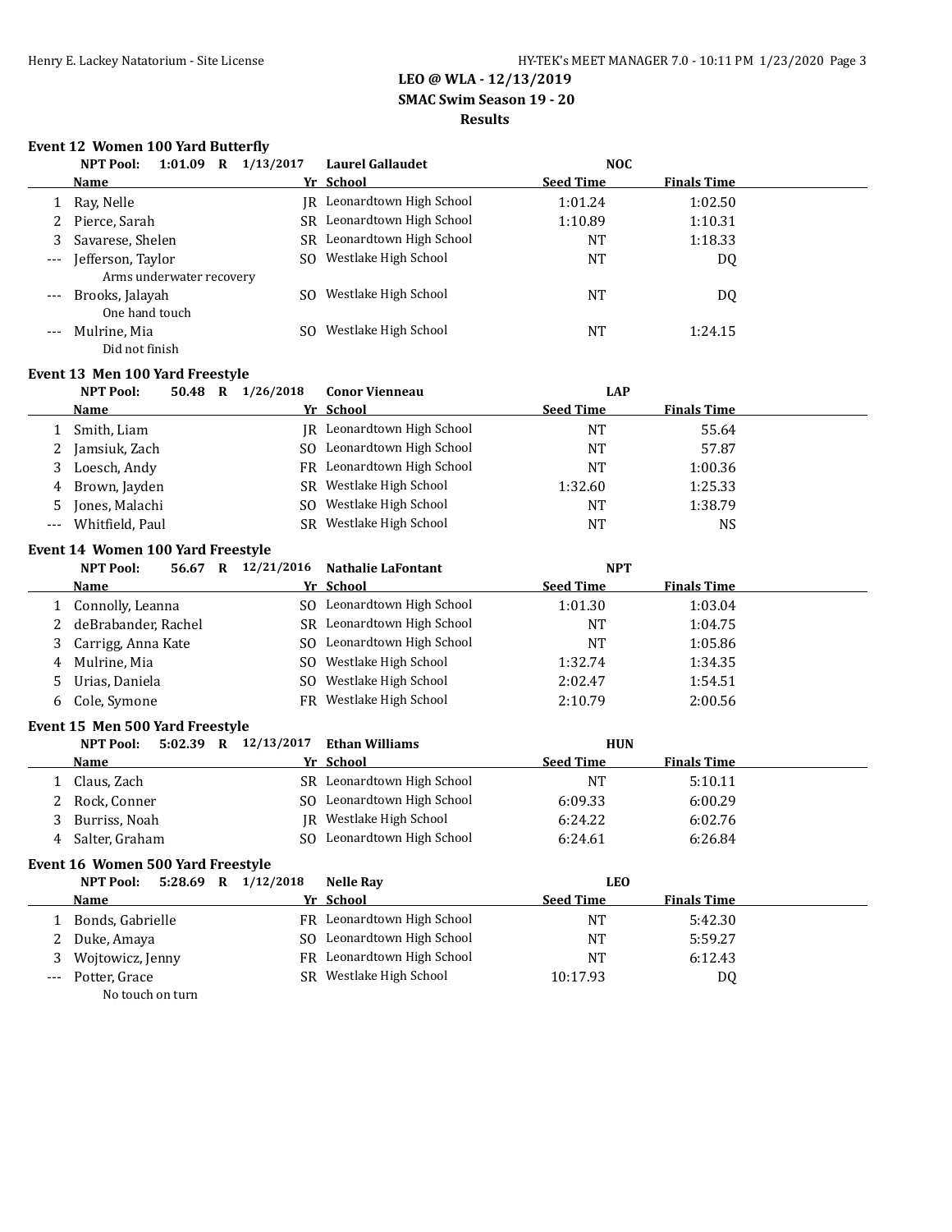**LEO @ WLA - 12/13/2019**

**SMAC Swim Season 19 - 20**

**Results**

### Event 12 Women 100 Yard Butterfly

**NPT Pool: 1:01.09 R 1/13/2017 Laurel Gallaudet NOC**

| | Name | Yr | School | Seed Time | Finals Time |
|---|---|---|---|---|---|
| 1 | Ray, Nelle | JR | Leonardtown High School | 1:01.24 | 1:02.50 |
| 2 | Pierce, Sarah | SR | Leonardtown High School | 1:10.89 | 1:10.31 |
| 3 | Savarese, Shelen | SR | Leonardtown High School | NT | 1:18.33 |
| --- | Jefferson, Taylor<br>Arms underwater recovery | SO | Westlake High School | NT | DQ |
| --- | Brooks, Jalayah<br>One hand touch | SO | Westlake High School | NT | DQ |
| --- | Mulrine, Mia<br>Did not finish | SO | Westlake High School | NT | 1:24.15 |

### Event 13 Men 100 Yard Freestyle

**NPT Pool: 50.48 R 1/26/2018 Conor Vienneau LAP**

| | Name | Yr | School | Seed Time | Finals Time |
|---|---|---|---|---|---|
| 1 | Smith, Liam | JR | Leonardtown High School | NT | 55.64 |
| 2 | Jamsiuk, Zach | SO | Leonardtown High School | NT | 57.87 |
| 3 | Loesch, Andy | FR | Leonardtown High School | NT | 1:00.36 |
| 4 | Brown, Jayden | SR | Westlake High School | 1:32.60 | 1:25.33 |
| 5 | Jones, Malachi | SO | Westlake High School | NT | 1:38.79 |
| --- | Whitfield, Paul | SR | Westlake High School | NT | NS |

### Event 14 Women 100 Yard Freestyle

**NPT Pool: 56.67 R 12/21/2016 Nathalie LaFontant NPT**

| | Name | Yr | School | Seed Time | Finals Time |
|---|---|---|---|---|---|
| 1 | Connolly, Leanna | SO | Leonardtown High School | 1:01.30 | 1:03.04 |
| 2 | deBrabander, Rachel | SR | Leonardtown High School | NT | 1:04.75 |
| 3 | Carrigg, Anna Kate | SO | Leonardtown High School | NT | 1:05.86 |
| 4 | Mulrine, Mia | SO | Westlake High School | 1:32.74 | 1:34.35 |
| 5 | Urias, Daniela | SO | Westlake High School | 2:02.47 | 1:54.51 |
| 6 | Cole, Symone | FR | Westlake High School | 2:10.79 | 2:00.56 |

### Event 15 Men 500 Yard Freestyle

**NPT Pool: 5:02.39 R 12/13/2017 Ethan Williams HUN**

| | Name | Yr | School | Seed Time | Finals Time |
|---|---|---|---|---|---|
| 1 | Claus, Zach | SR | Leonardtown High School | NT | 5:10.11 |
| 2 | Rock, Conner | SO | Leonardtown High School | 6:09.33 | 6:00.29 |
| 3 | Burriss, Noah | JR | Westlake High School | 6:24.22 | 6:02.76 |
| 4 | Salter, Graham | SO | Leonardtown High School | 6:24.61 | 6:26.84 |

### Event 16 Women 500 Yard Freestyle

**NPT Pool: 5:28.69 R 1/12/2018 Nelle Ray LEO**

| | Name | Yr | School | Seed Time | Finals Time |
|---|---|---|---|---|---|
| 1 | Bonds, Gabrielle | FR | Leonardtown High School | NT | 5:42.30 |
| 2 | Duke, Amaya | SO | Leonardtown High School | NT | 5:59.27 |
| 3 | Wojtowicz, Jenny | FR | Leonardtown High School | NT | 6:12.43 |
| --- | Potter, Grace<br>No touch on turn | SR | Westlake High School | 10:17.93 | DQ |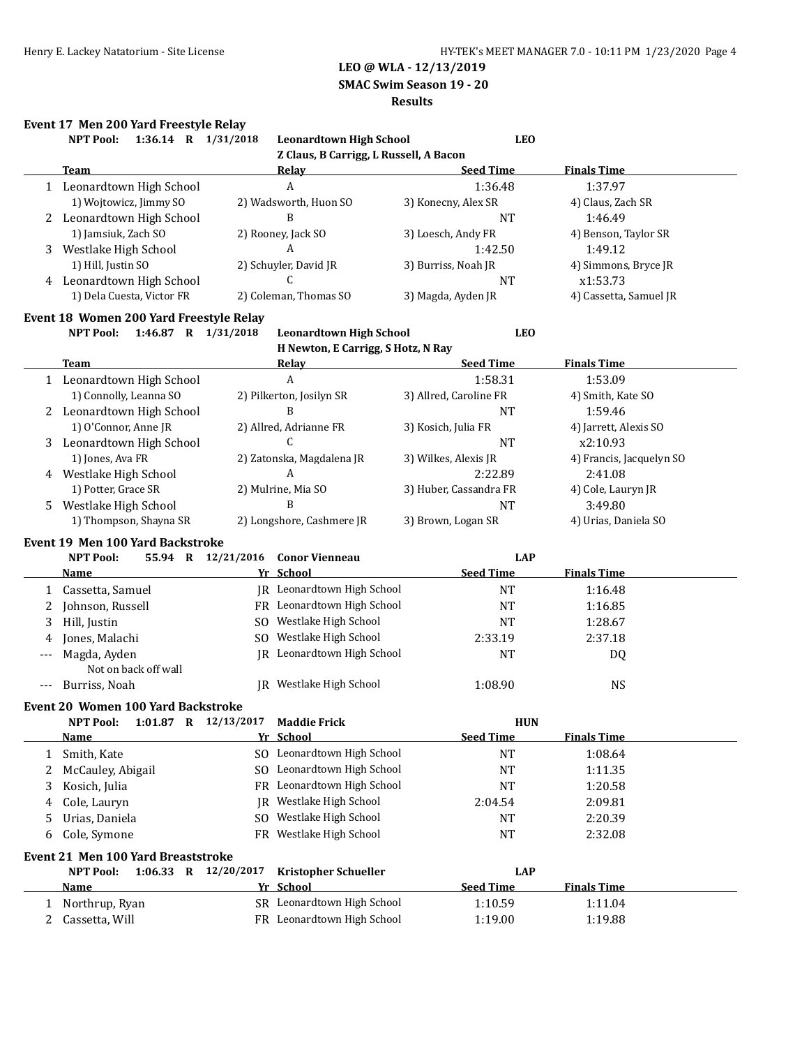**LEO @ WLA - 12/13/2019**
**SMAC Swim Season 19 - 20**
**Results**

### Event 17 Men 200 Yard Freestyle Relay

**NPT Pool: 1:36.14 R 1/31/2018 Leonardtown High School LEO**
**Z Claus, B Carrigg, L Russell, A Bacon**

| | Team | Relay | Seed Time | Finals Time |
|---|---|---|---|---|
| 1 | Leonardtown High School | A | 1:36.48 | 1:37.97 |
| | 1) Wojtowicz, Jimmy SO | 2) Wadsworth, Huon SO | 3) Konecny, Alex SR | 4) Claus, Zach SR |
| 2 | Leonardtown High School | B | NT | 1:46.49 |
| | 1) Jamsiuk, Zach SO | 2) Rooney, Jack SO | 3) Loesch, Andy FR | 4) Benson, Taylor SR |
| 3 | Westlake High School | A | 1:42.50 | 1:49.12 |
| | 1) Hill, Justin SO | 2) Schuyler, David JR | 3) Burriss, Noah JR | 4) Simmons, Bryce JR |
| 4 | Leonardtown High School | C | NT | x1:53.73 |
| | 1) Dela Cuesta, Victor FR | 2) Coleman, Thomas SO | 3) Magda, Ayden JR | 4) Cassetta, Samuel JR |

### Event 18 Women 200 Yard Freestyle Relay

**NPT Pool: 1:46.87 R 1/31/2018 Leonardtown High School LEO**
**H Newton, E Carrigg, S Hotz, N Ray**

| | Team | Relay | Seed Time | Finals Time |
|---|---|---|---|---|
| 1 | Leonardtown High School | A | 1:58.31 | 1:53.09 |
| | 1) Connolly, Leanna SO | 2) Pilkerton, Josilyn SR | 3) Allred, Caroline FR | 4) Smith, Kate SO |
| 2 | Leonardtown High School | B | NT | 1:59.46 |
| | 1) O'Connor, Anne JR | 2) Allred, Adrianne FR | 3) Kosich, Julia FR | 4) Jarrett, Alexis SO |
| 3 | Leonardtown High School | C | NT | x2:10.93 |
| | 1) Jones, Ava FR | 2) Zatonska, Magdalena JR | 3) Wilkes, Alexis JR | 4) Francis, Jacquelyn SO |
| 4 | Westlake High School | A | 2:22.89 | 2:41.08 |
| | 1) Potter, Grace SR | 2) Mulrine, Mia SO | 3) Huber, Cassandra FR | 4) Cole, Lauryn JR |
| 5 | Westlake High School | B | NT | 3:49.80 |
| | 1) Thompson, Shayna SR | 2) Longshore, Cashmere JR | 3) Brown, Logan SR | 4) Urias, Daniela SO |

### Event 19 Men 100 Yard Backstroke

**NPT Pool: 55.94 R 12/21/2016 Conor Vienneau LAP**

| | Name | Yr | School | Seed Time | Finals Time |
|---|---|---|---|---|---|
| 1 | Cassetta, Samuel | JR | Leonardtown High School | NT | 1:16.48 |
| 2 | Johnson, Russell | FR | Leonardtown High School | NT | 1:16.85 |
| 3 | Hill, Justin | SO | Westlake High School | NT | 1:28.67 |
| 4 | Jones, Malachi | SO | Westlake High School | 2:33.19 | 2:37.18 |
| --- | Magda, Ayden | JR | Leonardtown High School | NT | DQ |
| | Not on back off wall | | | | |
| --- | Burriss, Noah | JR | Westlake High School | 1:08.90 | NS |

### Event 20 Women 100 Yard Backstroke

**NPT Pool: 1:01.87 R 12/13/2017 Maddie Frick HUN**

| | Name | Yr | School | Seed Time | Finals Time |
|---|---|---|---|---|---|
| 1 | Smith, Kate | SO | Leonardtown High School | NT | 1:08.64 |
| 2 | McCauley, Abigail | SO | Leonardtown High School | NT | 1:11.35 |
| 3 | Kosich, Julia | FR | Leonardtown High School | NT | 1:20.58 |
| 4 | Cole, Lauryn | JR | Westlake High School | 2:04.54 | 2:09.81 |
| 5 | Urias, Daniela | SO | Westlake High School | NT | 2:20.39 |
| 6 | Cole, Symone | FR | Westlake High School | NT | 2:32.08 |

### Event 21 Men 100 Yard Breaststroke

**NPT Pool: 1:06.33 R 12/20/2017 Kristopher Schueller LAP**

| | Name | Yr | School | Seed Time | Finals Time |
|---|---|---|---|---|---|
| 1 | Northrup, Ryan | SR | Leonardtown High School | 1:10.59 | 1:11.04 |
| 2 | Cassetta, Will | FR | Leonardtown High School | 1:19.00 | 1:19.88 |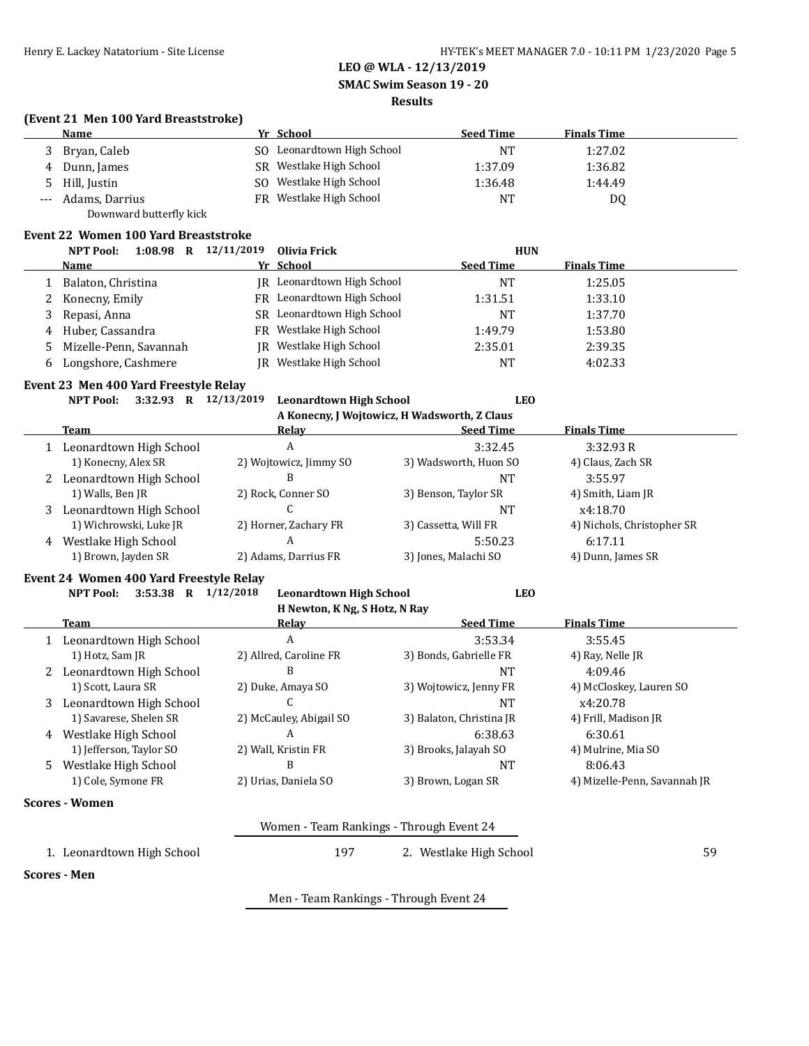# LEO @ WLA - 12/13/2019

## SMAC Swim Season 19 - 20

## Results

### (Event 21 Men 100 Yard Breaststroke)

| | Name | Yr | School | Seed Time | Finals Time |
|---|---|---|---|---|---|
| 3 | Bryan, Caleb | SO | Leonardtown High School | NT | 1:27.02 |
| 4 | Dunn, James | SR | Westlake High School | 1:37.09 | 1:36.82 |
| 5 | Hill, Justin | SO | Westlake High School | 1:36.48 | 1:44.49 |
| --- | Adams, Darrius | FR | Westlake High School | NT | DQ |
| | Downward butterfly kick | | | | |

### Event 22 Women 100 Yard Breaststroke

NPT Pool: 1:08.98 R 12/11/2019 Olivia Frick HUN

| | Name | Yr | School | Seed Time | Finals Time |
|---|---|---|---|---|---|
| 1 | Balaton, Christina | JR | Leonardtown High School | NT | 1:25.05 |
| 2 | Konecny, Emily | FR | Leonardtown High School | 1:31.51 | 1:33.10 |
| 3 | Repasi, Anna | SR | Leonardtown High School | NT | 1:37.70 |
| 4 | Huber, Cassandra | FR | Westlake High School | 1:49.79 | 1:53.80 |
| 5 | Mizelle-Penn, Savannah | JR | Westlake High School | 2:35.01 | 2:39.35 |
| 6 | Longshore, Cashmere | JR | Westlake High School | NT | 4:02.33 |

### Event 23 Men 400 Yard Freestyle Relay

NPT Pool: 3:32.93 R 12/13/2019 Leonardtown High School LEO
A Konecny, J Wojtowicz, H Wadsworth, Z Claus

| | Team | Relay | Seed Time | Finals Time |
|---|---|---|---|---|
| 1 | Leonardtown High School | A | 3:32.45 | 3:32.93 R |
| | 1) Konecny, Alex SR | 2) Wojtowicz, Jimmy SO | 3) Wadsworth, Huon SO | 4) Claus, Zach SR |
| 2 | Leonardtown High School | B | NT | 3:55.97 |
| | 1) Walls, Ben JR | 2) Rock, Conner SO | 3) Benson, Taylor SR | 4) Smith, Liam JR |
| 3 | Leonardtown High School | C | NT | x4:18.70 |
| | 1) Wichrowski, Luke JR | 2) Horner, Zachary FR | 3) Cassetta, Will FR | 4) Nichols, Christopher SR |
| 4 | Westlake High School | A | 5:50.23 | 6:17.11 |
| | 1) Brown, Jayden SR | 2) Adams, Darrius FR | 3) Jones, Malachi SO | 4) Dunn, James SR |

### Event 24 Women 400 Yard Freestyle Relay

NPT Pool: 3:53.38 R 1/12/2018 Leonardtown High School LEO
H Newton, K Ng, S Hotz, N Ray

| | Team | Relay | Seed Time | Finals Time |
|---|---|---|---|---|
| 1 | Leonardtown High School | A | 3:53.34 | 3:55.45 |
| | 1) Hotz, Sam JR | 2) Allred, Caroline FR | 3) Bonds, Gabrielle FR | 4) Ray, Nelle JR |
| 2 | Leonardtown High School | B | NT | 4:09.46 |
| | 1) Scott, Laura SR | 2) Duke, Amaya SO | 3) Wojtowicz, Jenny FR | 4) McCloskey, Lauren SO |
| 3 | Leonardtown High School | C | NT | x4:20.78 |
| | 1) Savarese, Shelen SR | 2) McCauley, Abigail SO | 3) Balaton, Christina JR | 4) Frill, Madison JR |
| 4 | Westlake High School | A | 6:38.63 | 6:30.61 |
| | 1) Jefferson, Taylor SO | 2) Wall, Kristin FR | 3) Brooks, Jalayah SO | 4) Mulrine, Mia SO |
| 5 | Westlake High School | B | NT | 8:06.43 |
| | 1) Cole, Symone FR | 2) Urias, Daniela SO | 3) Brown, Logan SR | 4) Mizelle-Penn, Savannah JR |

### Scores - Women

Women - Team Rankings - Through Event 24

| | | | |
|---|---|---|---|
| 1. Leonardtown High School | 197 | 2. Westlake High School | 59 |

### Scores - Men

Men - Team Rankings - Through Event 24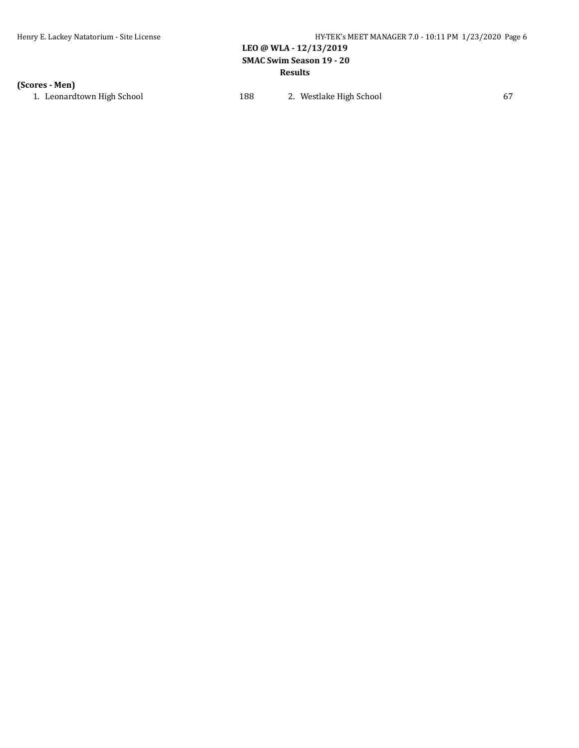**(Scores - Men)**

| | | | |
|---|---|---|---|
| 1. Leonardtown High School | 188 | 2. Westlake High School | 67 |